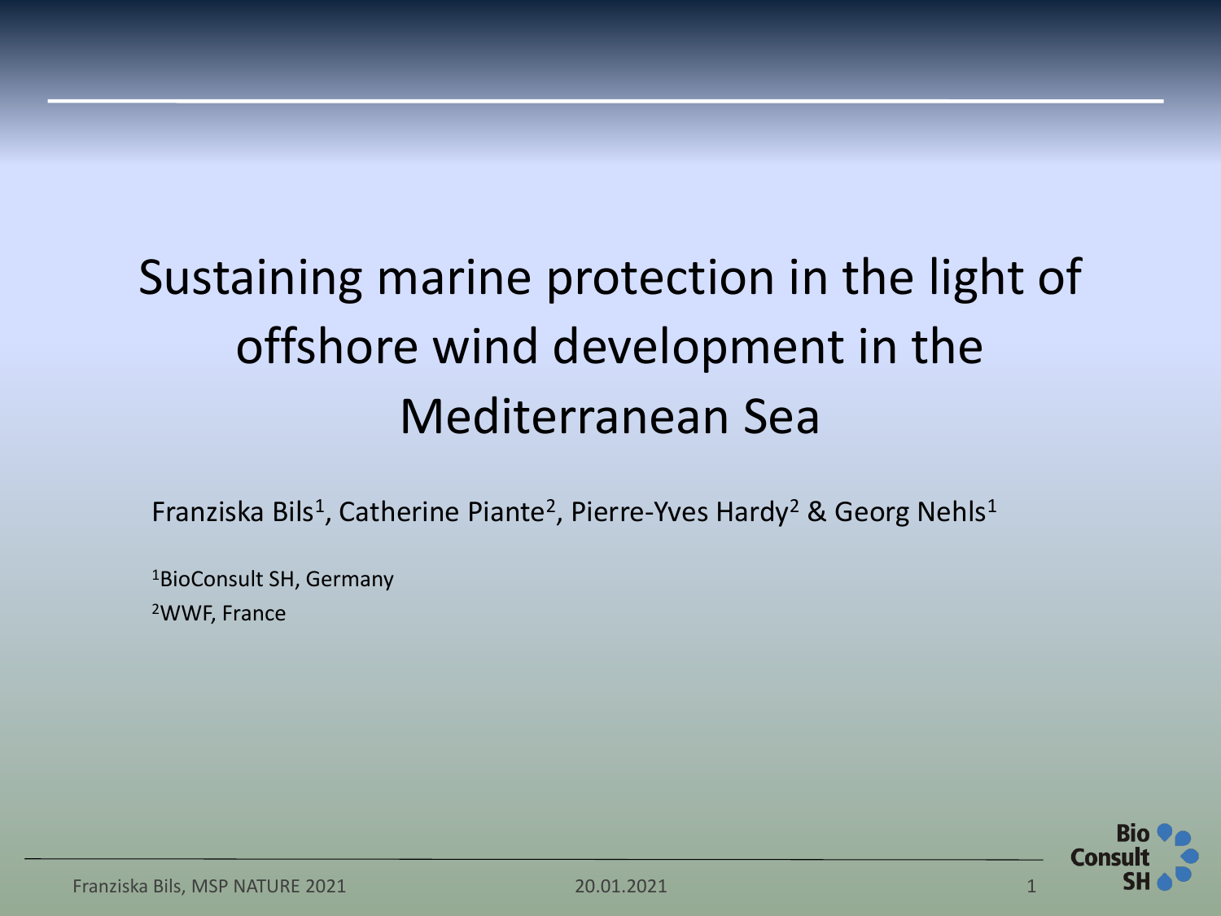# Sustaining marine protection in the light of offshore wind development in the Mediterranean Sea

Franziska Bils[1], Catherine Piante[2], Pierre-Yves Hardy[2] & Georg Nehls[1]

[1]BioConsult SH, Germany

[2]WWF, France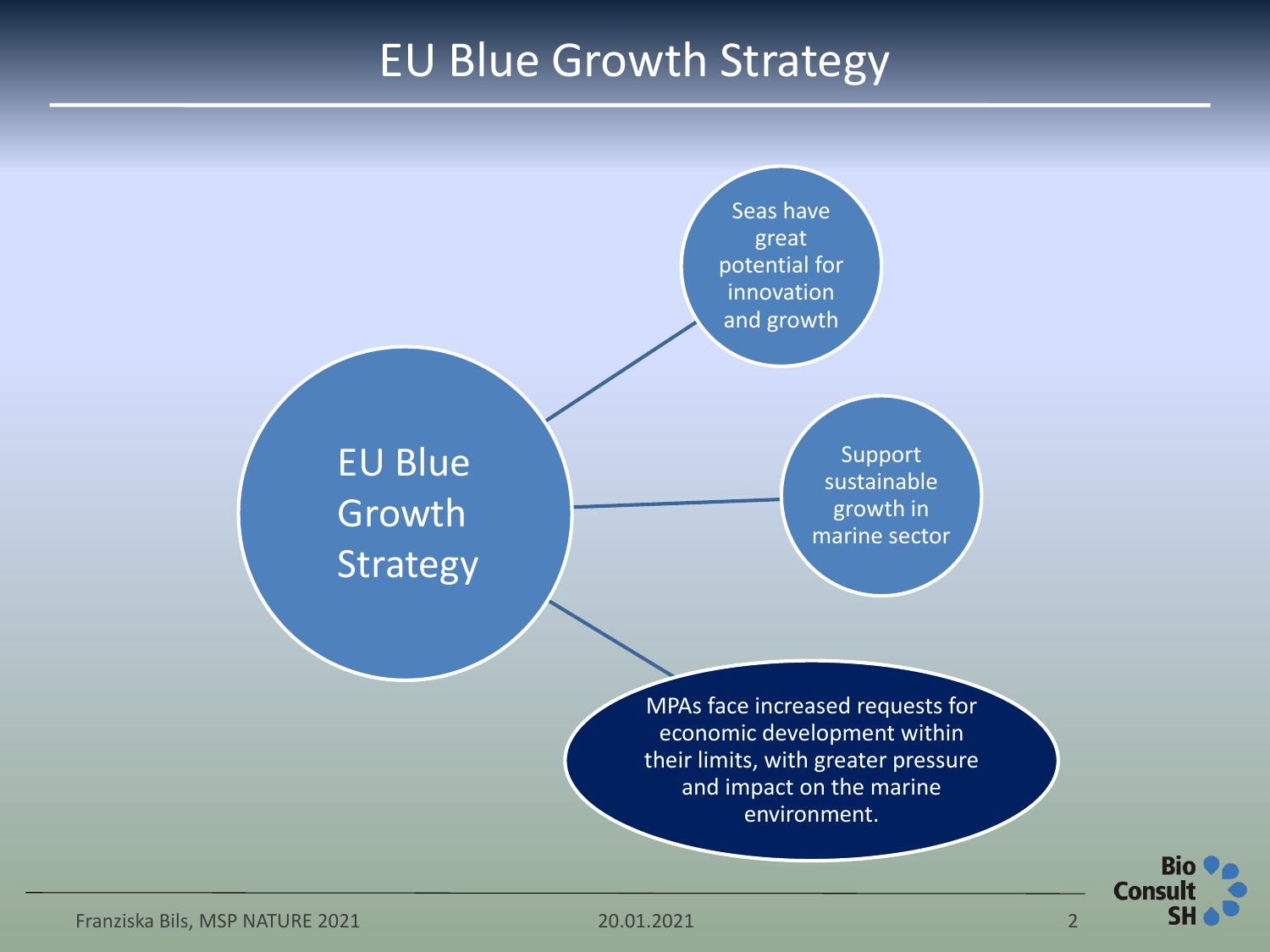# EU Blue Growth Strategy

EU Blue Growth Strategy

- Seas have great potential for innovation and growth
- Support sustainable growth in marine sector
- MPAs face increased requests for economic development within their limits, with greater pressure and impact on the marine environment.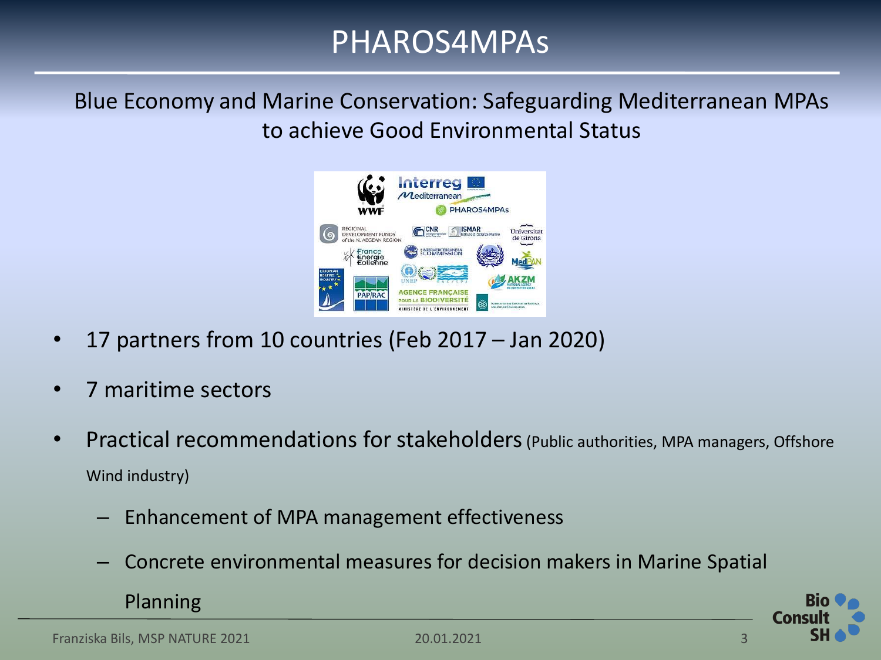# PHAROS4MPAs

Blue Economy and Marine Conservation: Safeguarding Mediterranean MPAs to achieve Good Environmental Status

- 17 partners from 10 countries (Feb 2017 – Jan 2020)
- 7 maritime sectors
- Practical recommendations for stakeholders (Public authorities, MPA managers, Offshore Wind industry)
  - Enhancement of MPA management effectiveness
  - Concrete environmental measures for decision makers in Marine Spatial Planning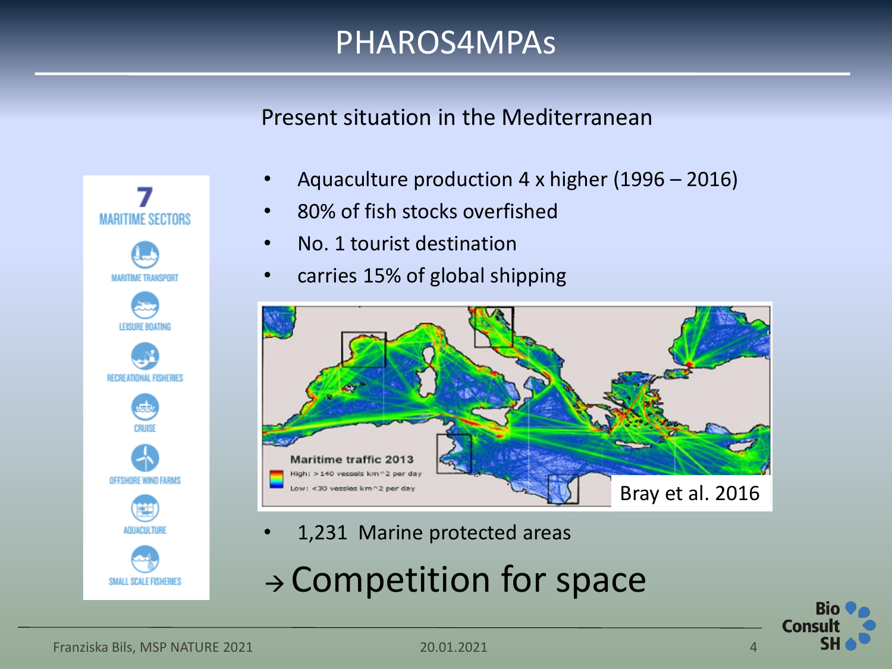# PHAROS4MPAs

## Present situation in the Mediterranean

**7 MARITIME SECTORS**

- MARITIME TRANSPORT
- LEISURE BOATING
- RECREATIONAL FISHERIES
- CRUISE
- OFFSHORE WIND FARMS
- AQUACULTURE
- SMALL SCALE FISHERIES

- Aquaculture production 4 x higher (1996 – 2016)
- 80% of fish stocks overfished
- No. 1 tourist destination
- carries 15% of global shipping

Maritime traffic 2013
High: >140 vessels km^2 per day
Low: <30 vessles km^2 per day

Bray et al. 2016

- 1,231 Marine protected areas

→ Competition for space

Franziska Bils, MSP NATURE 2021 — 20.01.2021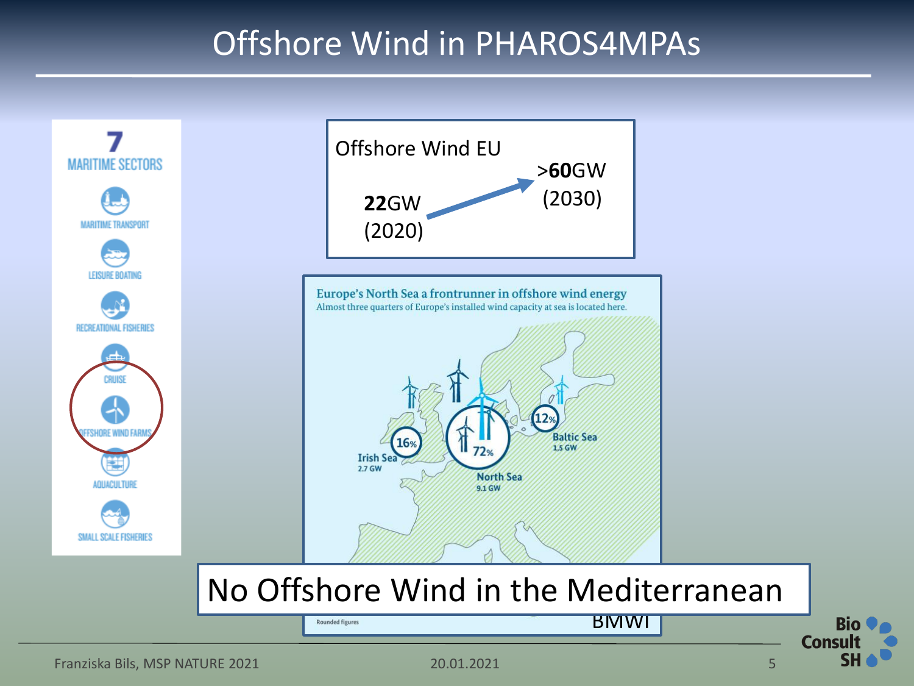# Offshore Wind in PHAROS4MPAs

**7** MARITIME SECTORS

- MARITIME TRANSPORT
- LEISURE BOATING
- RECREATIONAL FISHERIES
- CRUISE
- OFFSHORE WIND FARMS
- AQUACULTURE
- SMALL SCALE FISHERIES

Offshore Wind EU

**22**GW (2020) → >**60**GW (2030)

Europe's North Sea a frontrunner in offshore wind energy

Almost three quarters of Europe's installed wind capacity at sea is located here.

- Irish Sea: 2.7 GW (16%)
- North Sea: 9.1 GW (72%)
- Baltic Sea: 1,5 GW (12%)

Rounded figures

BMWI

No Offshore Wind in the Mediterranean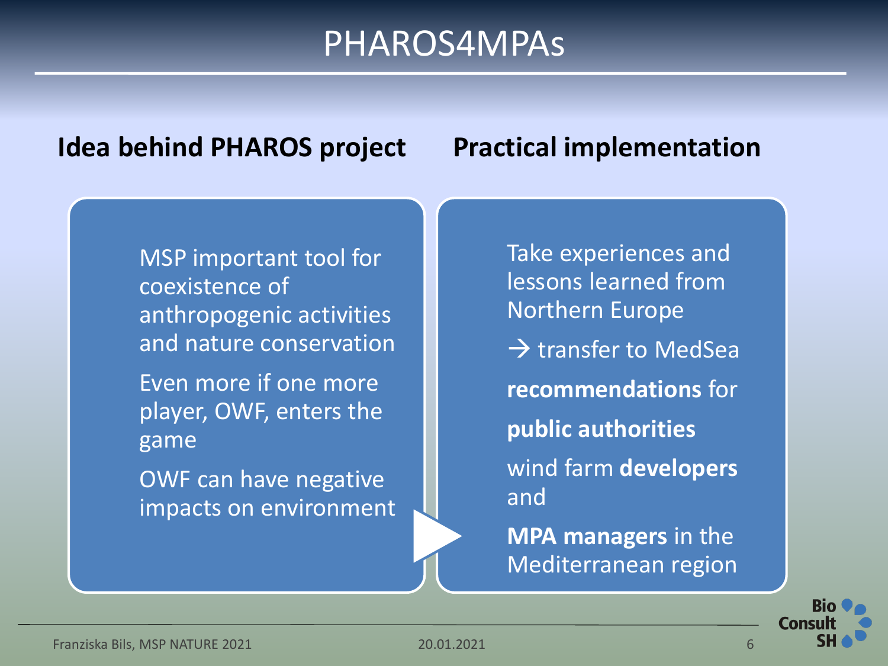# PHAROS4MPAs

## Idea behind PHAROS project

MSP important tool for coexistence of anthropogenic activities and nature conservation

Even more if one more player, OWF, enters the game

OWF can have negative impacts on environment

## Practical implementation

Take experiences and lessons learned from Northern Europe

→ transfer to MedSea

**recommendations** for

**public authorities**

wind farm **developers** and

**MPA managers** in the Mediterranean region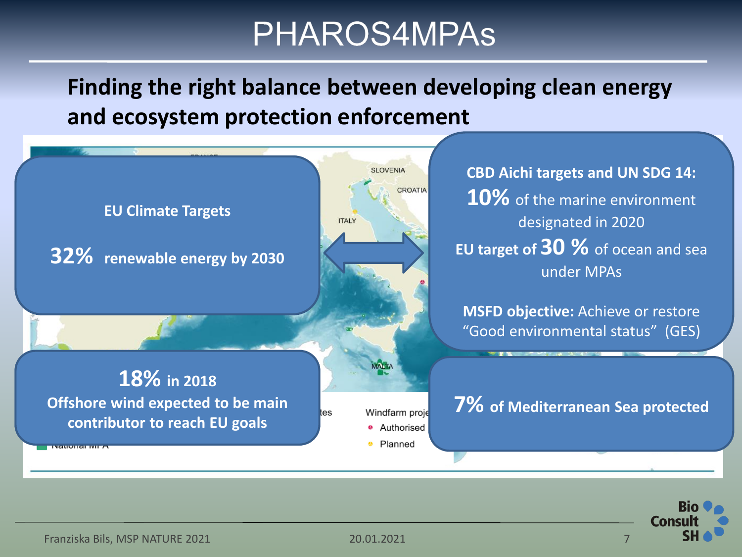# PHAROS4MPAs

## Finding the right balance between developing clean energy and ecosystem protection enforcement

**EU Climate Targets**

**32% renewable energy by 2030**

**18% in 2018**
**Offshore wind expected to be main contributor to reach EU goals**

**CBD Aichi targets and UN SDG 14:**
**10%** of the marine environment designated in 2020
**EU target of 30 %** of ocean and sea under MPAs

**MSFD objective:** Achieve or restore "Good environmental status" (GES)

**7% of Mediterranean Sea protected**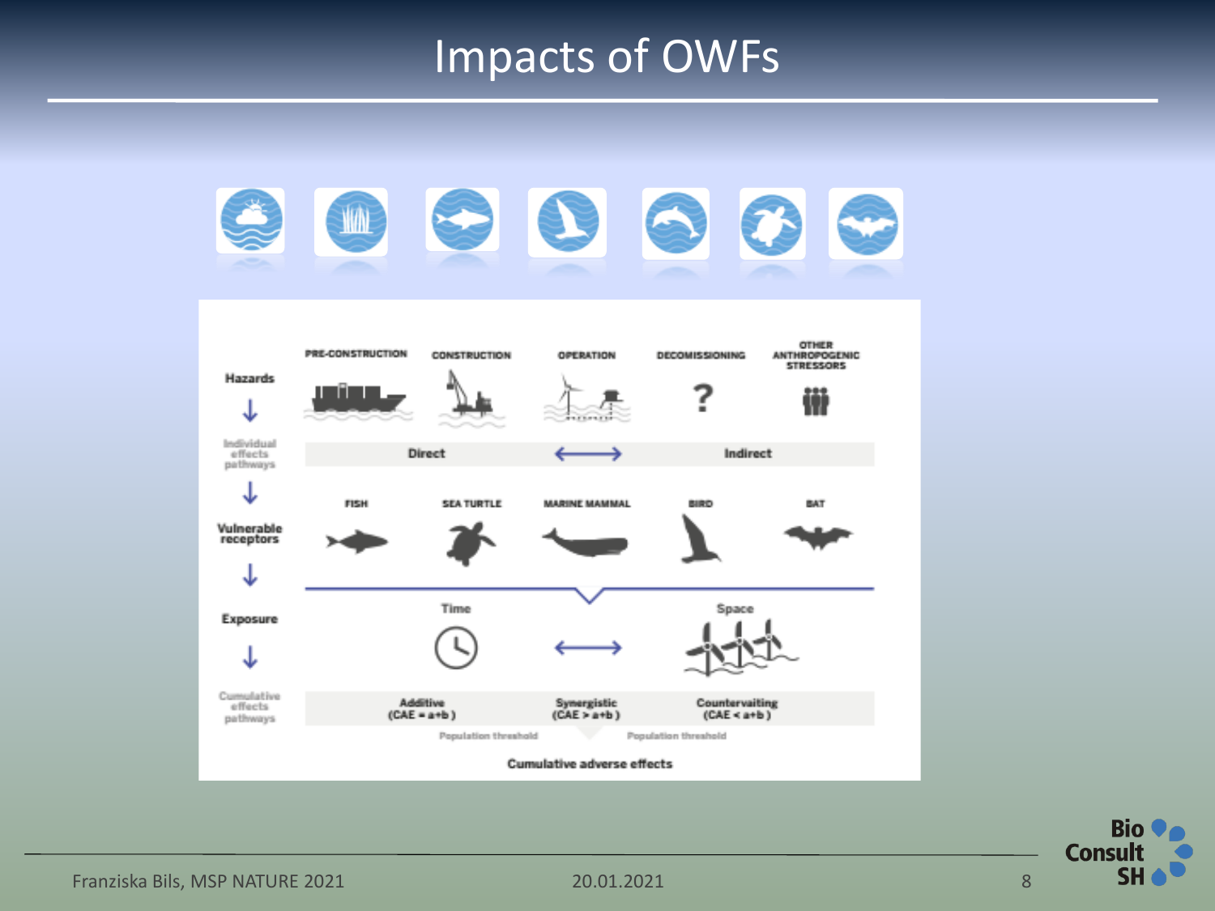# Impacts of OWFs

Hazards

PRE-CONSTRUCTION | CONSTRUCTION | OPERATION | DECOMISSIONING | OTHER ANTHROPOGENIC STRESSORS

Individual effects pathways

Direct ⟷ Indirect

Vulnerable receptors

FISH | SEA TURTLE | MARINE MAMMAL | BIRD | BAT

Exposure

Time ⟷ Space

Cumulative effects pathways

Additive (CAE = a+b) | Synergistic (CAE > a+b) | Countervailing (CAE < a+b)

Population threshold | Population threshold

Cumulative adverse effects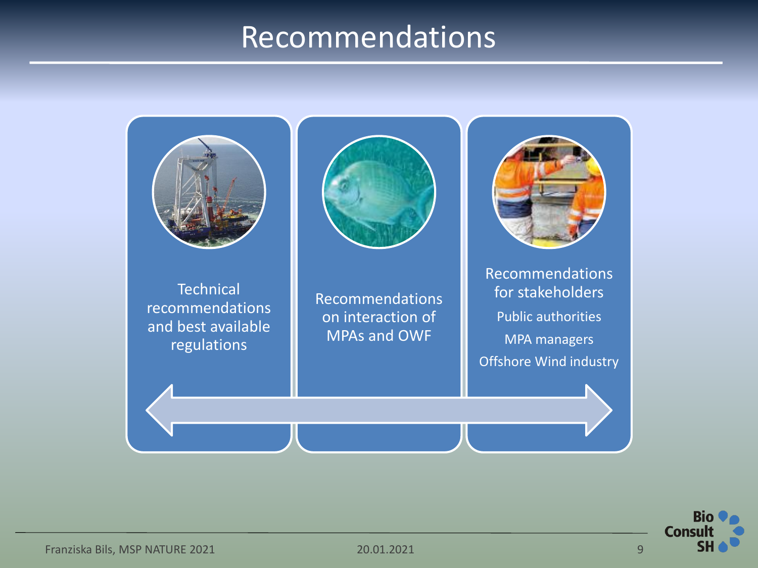# Recommendations

Technical recommendations and best available regulations

Recommendations on interaction of MPAs and OWF

Recommendations for stakeholders

- Public authorities
- MPA managers
- Offshore Wind industry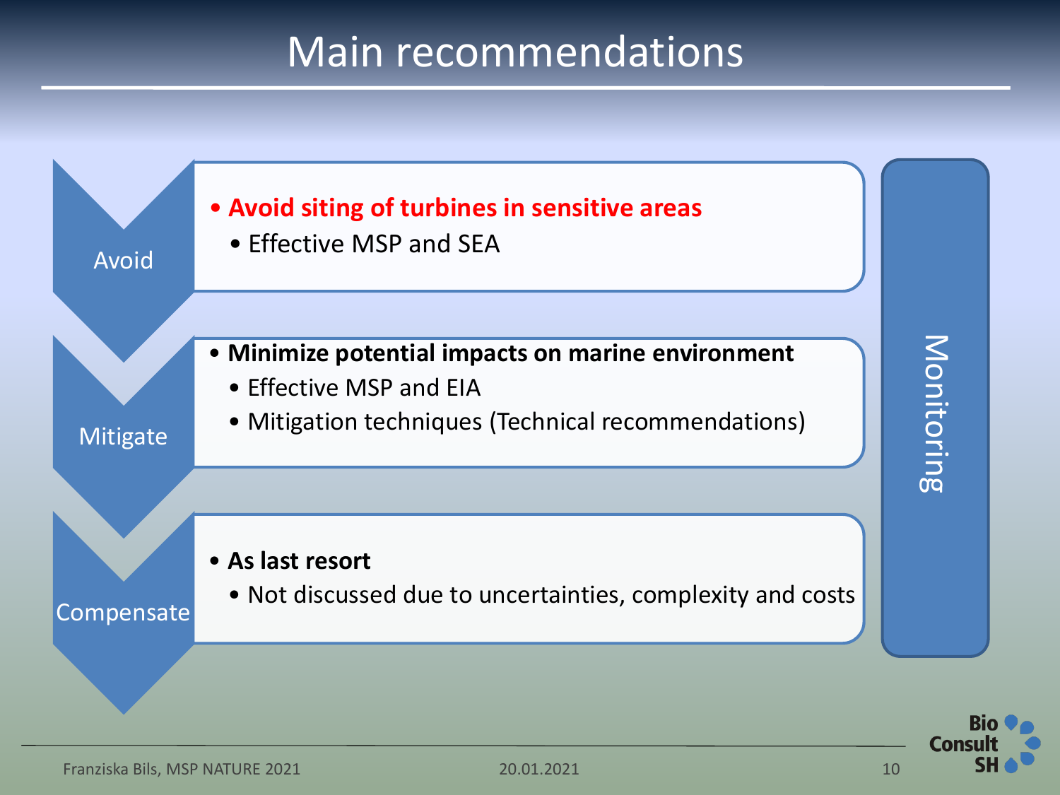# Main recommendations

**Avoid**

- **Avoid siting of turbines in sensitive areas**
  - Effective MSP and SEA

**Mitigate**

- **Minimize potential impacts on marine environment**
  - Effective MSP and EIA
  - Mitigation techniques (Technical recommendations)

**Compensate**

- **As last resort**
  - Not discussed due to uncertainties, complexity and costs

**Monitoring**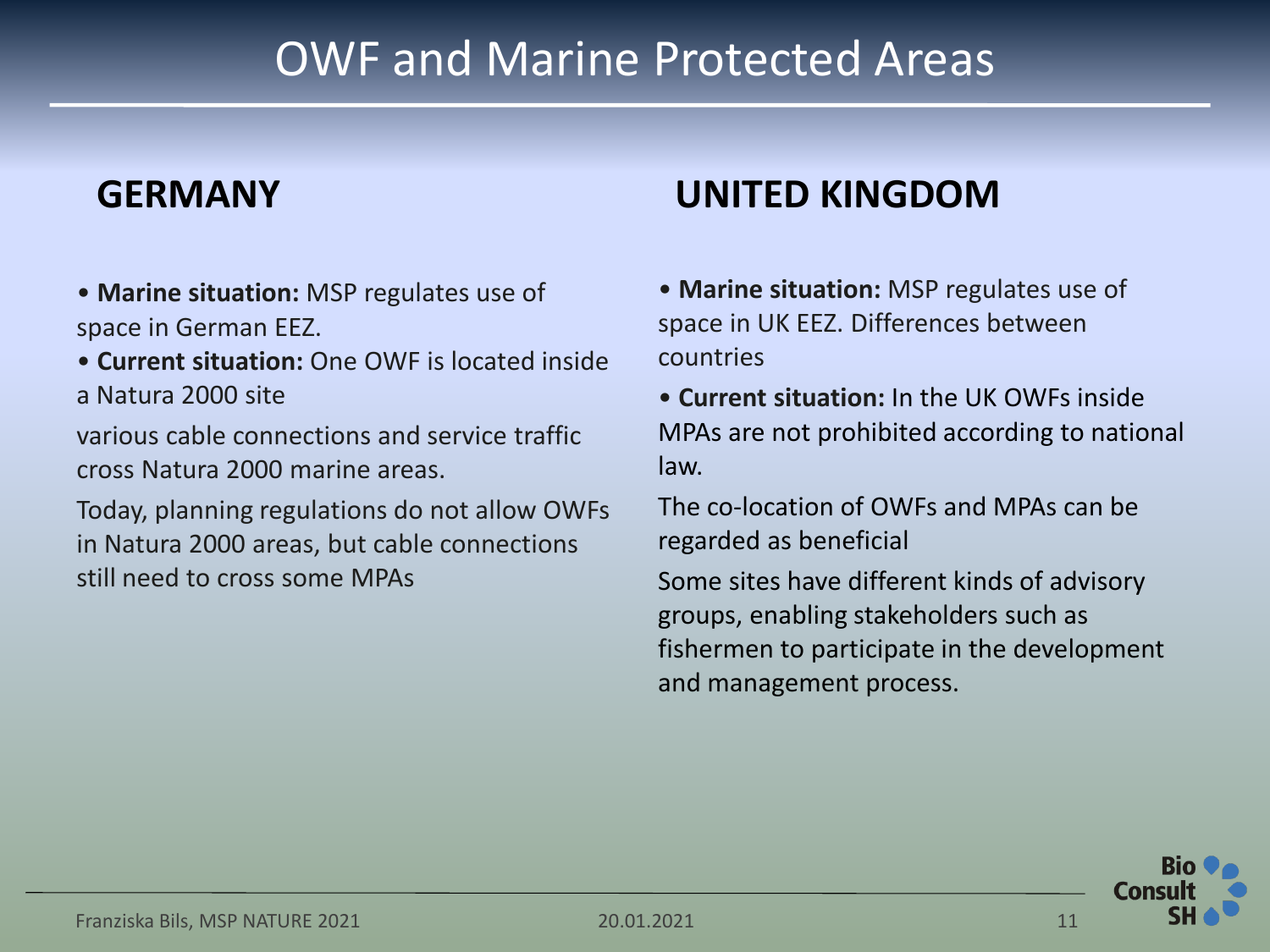# OWF and Marine Protected Areas

## GERMANY

- **Marine situation:** MSP regulates use of space in German EEZ.
- **Current situation:** One OWF is located inside a Natura 2000 site

various cable connections and service traffic cross Natura 2000 marine areas.

Today, planning regulations do not allow OWFs in Natura 2000 areas, but cable connections still need to cross some MPAs

## UNITED KINGDOM

- **Marine situation:** MSP regulates use of space in UK EEZ. Differences between countries
- **Current situation:** In the UK OWFs inside MPAs are not prohibited according to national law.

The co-location of OWFs and MPAs can be regarded as beneficial

Some sites have different kinds of advisory groups, enabling stakeholders such as fishermen to participate in the development and management process.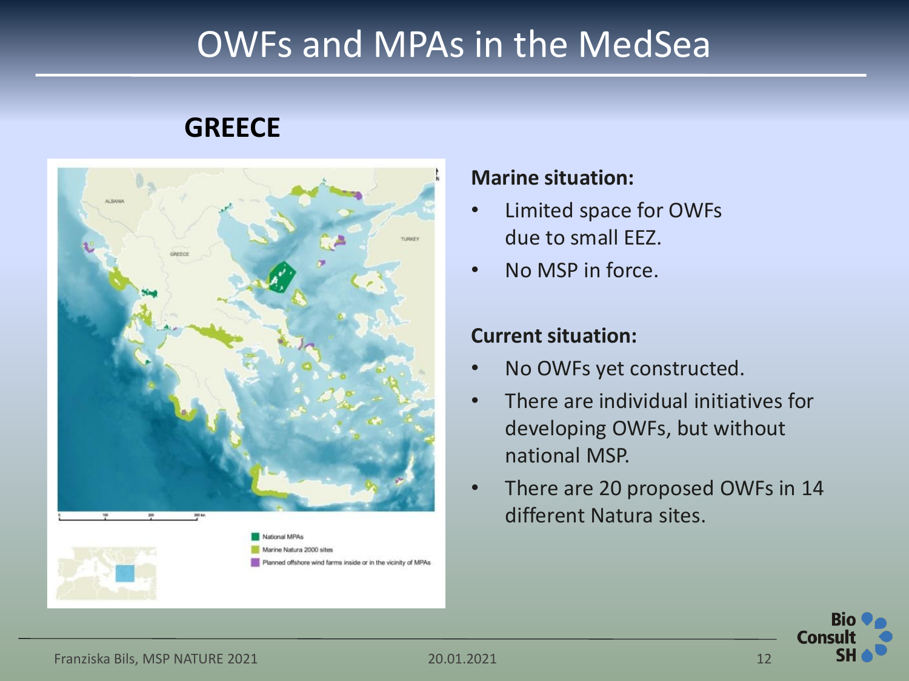# OWFs and MPAs in the MedSea

## GREECE

National MPAs

Marine Natura 2000 sites

Planned offshore wind farms inside or in the vicinity of MPAs

**Marine situation:**

- Limited space for OWFs due to small EEZ.
- No MSP in force.

**Current situation:**

- No OWFs yet constructed.
- There are individual initiatives for developing OWFs, but without national MSP.
- There are 20 proposed OWFs in 14 different Natura sites.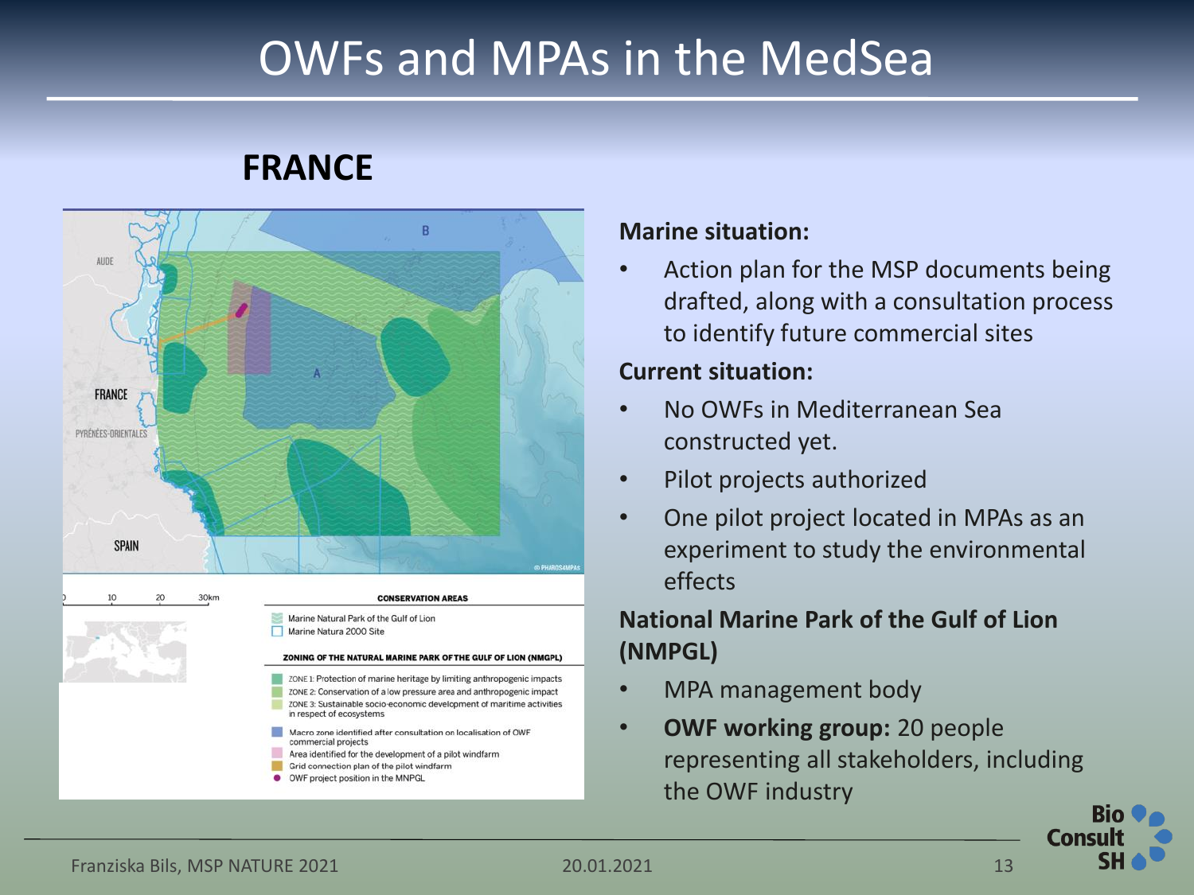# OWFs and MPAs in the MedSea

## FRANCE

**Marine situation:**

- Action plan for the MSP documents being drafted, along with a consultation process to identify future commercial sites

**Current situation:**

- No OWFs in Mediterranean Sea constructed yet.
- Pilot projects authorized
- One pilot project located in MPAs as an experiment to study the environmental effects

**National Marine Park of the Gulf of Lion (NMPGL)**

- MPA management body
- **OWF working group:** 20 people representing all stakeholders, including the OWF industry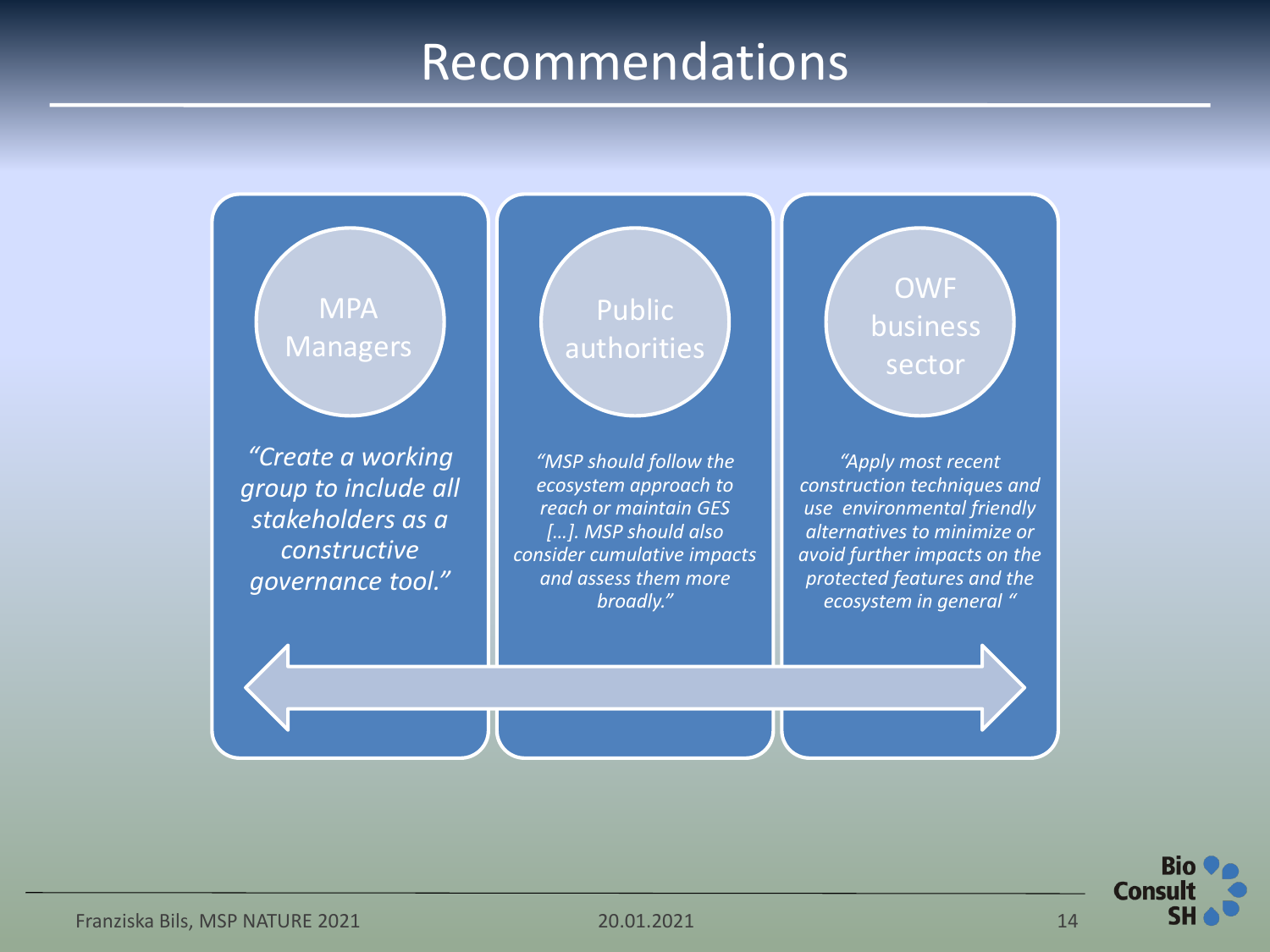# Recommendations

## MPA Managers

*"Create a working group to include all stakeholders as a constructive governance tool."*

## Public authorities

*"MSP should follow the ecosystem approach to reach or maintain GES […]. MSP should also consider cumulative impacts and assess them more broadly."*

## OWF business sector

*"Apply most recent construction techniques and use environmental friendly alternatives to minimize or avoid further impacts on the protected features and the ecosystem in general "*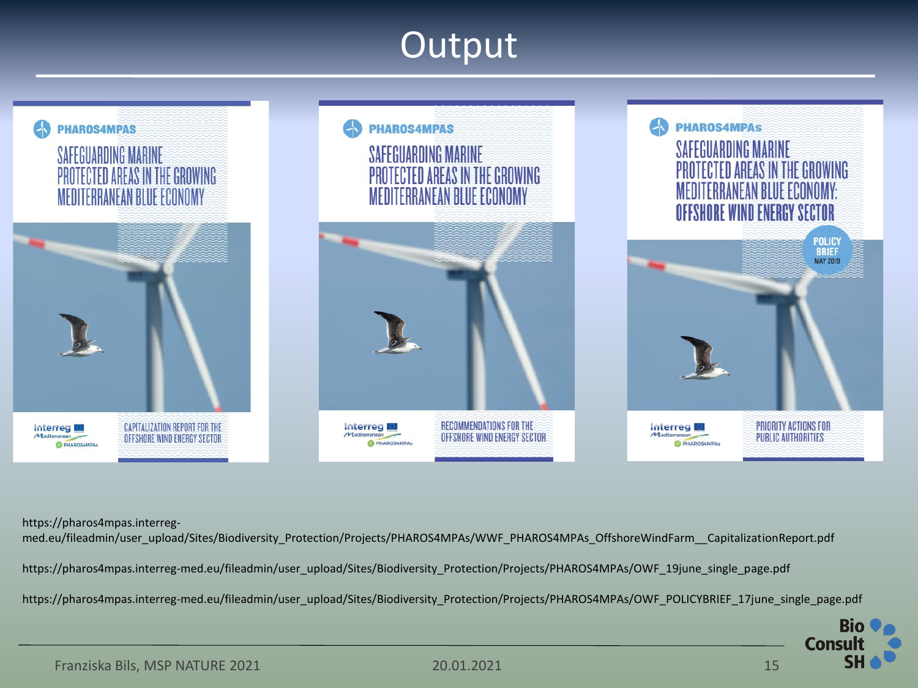# Output

**PHAROS4MPAS**

SAFEGUARDING MARINE PROTECTED AREAS IN THE GROWING MEDITERRANEAN BLUE ECONOMY

CAPITALIZATION REPORT FOR THE OFFSHORE WIND ENERGY SECTOR

**PHAROS4MPAS**

SAFEGUARDING MARINE PROTECTED AREAS IN THE GROWING MEDITERRANEAN BLUE ECONOMY

RECOMMENDATIONS FOR THE OFFSHORE WIND ENERGY SECTOR

**PHAROS4MPAs**

SAFEGUARDING MARINE PROTECTED AREAS IN THE GROWING MEDITERRANEAN BLUE ECONOMY: OFFSHORE WIND ENERGY SECTOR

POLICY BRIEF MAY 2019

PRIORITY ACTIONS FOR PUBLIC AUTHORITIES

https://pharos4mpas.interreg-med.eu/fileadmin/user_upload/Sites/Biodiversity_Protection/Projects/PHAROS4MPAs/WWF_PHAROS4MPAs_OffshoreWindFarm__CapitalizationReport.pdf

https://pharos4mpas.interreg-med.eu/fileadmin/user_upload/Sites/Biodiversity_Protection/Projects/PHAROS4MPAs/OWF_19june_single_page.pdf

https://pharos4mpas.interreg-med.eu/fileadmin/user_upload/Sites/Biodiversity_Protection/Projects/PHAROS4MPAs/OWF_POLICYBRIEF_17june_single_page.pdf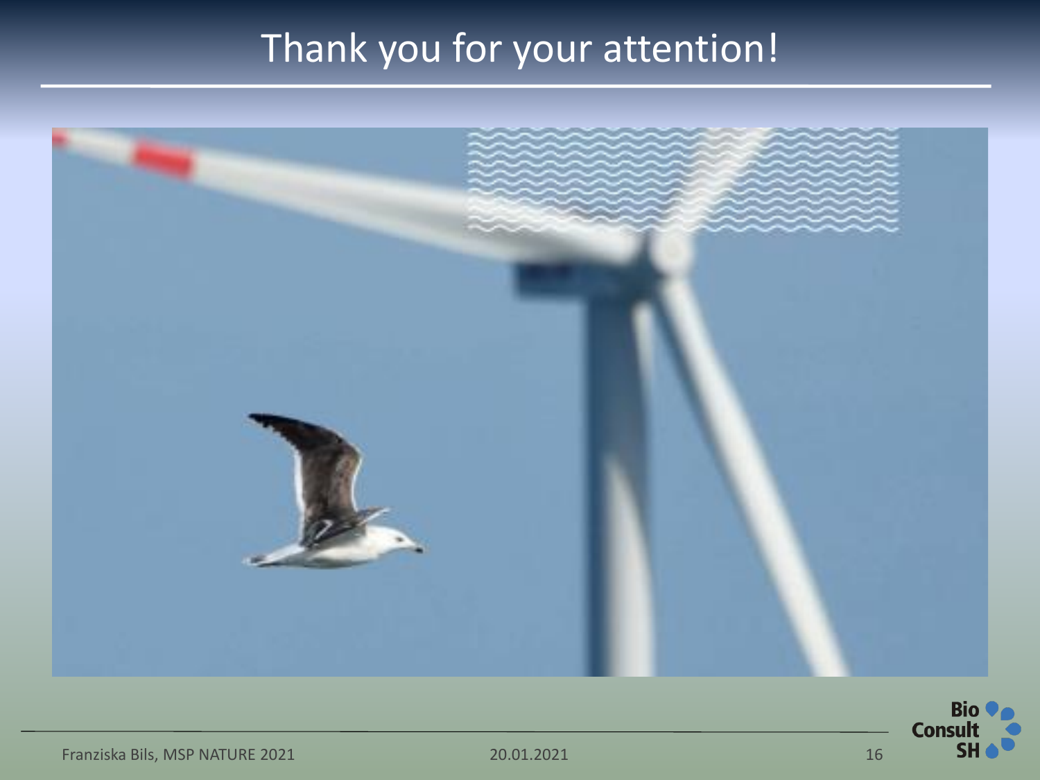# Thank you for your attention!